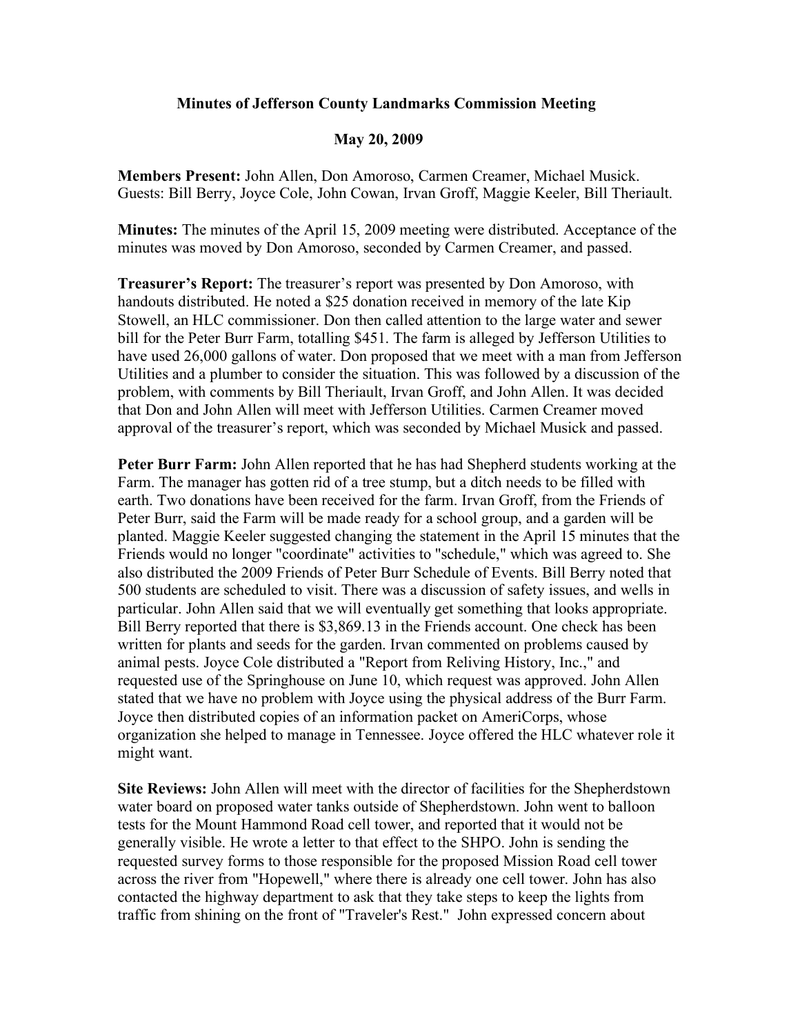# Minutes of Jefferson County Landmarks Commission Meeting

## May 20, 2009

**Members Present:** John Allen, Don Amoroso, Carmen Creamer, Michael Musick. Guests: Bill Berry, Joyce Cole, John Cowan, Irvan Groff, Maggie Keeler, Bill Theriault.

**Minutes:** The minutes of the April 15, 2009 meeting were distributed. Acceptance of the minutes was moved by Don Amoroso, seconded by Carmen Creamer, and passed.

**Treasurer's Report:** The treasurer's report was presented by Don Amoroso, with handouts distributed. He noted a $25 donation received in memory of the late Kip Stowell, an HLC commissioner. Don then called attention to the large water and sewer bill for the Peter Burr Farm, totalling $451. The farm is alleged by Jefferson Utilities to have used 26,000 gallons of water. Don proposed that we meet with a man from Jefferson Utilities and a plumber to consider the situation. This was followed by a discussion of the problem, with comments by Bill Theriault, Irvan Groff, and John Allen. It was decided that Don and John Allen will meet with Jefferson Utilities. Carmen Creamer moved approval of the treasurer's report, which was seconded by Michael Musick and passed.

**Peter Burr Farm:** John Allen reported that he has had Shepherd students working at the Farm. The manager has gotten rid of a tree stump, but a ditch needs to be filled with earth. Two donations have been received for the farm. Irvan Groff, from the Friends of Peter Burr, said the Farm will be made ready for a school group, and a garden will be planted. Maggie Keeler suggested changing the statement in the April 15 minutes that the Friends would no longer "coordinate" activities to "schedule," which was agreed to. She also distributed the 2009 Friends of Peter Burr Schedule of Events. Bill Berry noted that 500 students are scheduled to visit. There was a discussion of safety issues, and wells in particular. John Allen said that we will eventually get something that looks appropriate. Bill Berry reported that there is $3,869.13 in the Friends account. One check has been written for plants and seeds for the garden. Irvan commented on problems caused by animal pests. Joyce Cole distributed a "Report from Reliving History, Inc.," and requested use of the Springhouse on June 10, which request was approved. John Allen stated that we have no problem with Joyce using the physical address of the Burr Farm. Joyce then distributed copies of an information packet on AmeriCorps, whose organization she helped to manage in Tennessee. Joyce offered the HLC whatever role it might want.

**Site Reviews:** John Allen will meet with the director of facilities for the Shepherdstown water board on proposed water tanks outside of Shepherdstown. John went to balloon tests for the Mount Hammond Road cell tower, and reported that it would not be generally visible. He wrote a letter to that effect to the SHPO. John is sending the requested survey forms to those responsible for the proposed Mission Road cell tower across the river from "Hopewell," where there is already one cell tower. John has also contacted the highway department to ask that they take steps to keep the lights from traffic from shining on the front of "Traveler's Rest." John expressed concern about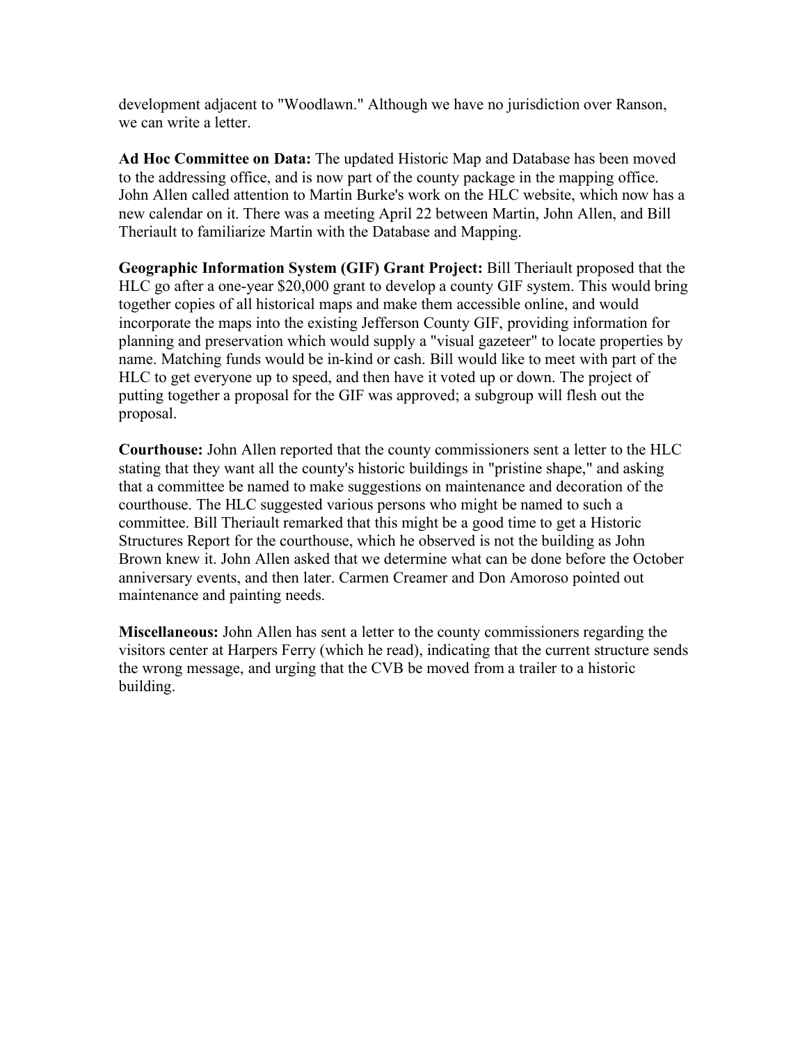development adjacent to "Woodlawn." Although we have no jurisdiction over Ranson, we can write a letter.

**Ad Hoc Committee on Data:** The updated Historic Map and Database has been moved to the addressing office, and is now part of the county package in the mapping office. John Allen called attention to Martin Burke's work on the HLC website, which now has a new calendar on it. There was a meeting April 22 between Martin, John Allen, and Bill Theriault to familiarize Martin with the Database and Mapping.

**Geographic Information System (GIF) Grant Project:** Bill Theriault proposed that the HLC go after a one-year $20,000 grant to develop a county GIF system. This would bring together copies of all historical maps and make them accessible online, and would incorporate the maps into the existing Jefferson County GIF, providing information for planning and preservation which would supply a "visual gazeteer" to locate properties by name. Matching funds would be in-kind or cash. Bill would like to meet with part of the HLC to get everyone up to speed, and then have it voted up or down. The project of putting together a proposal for the GIF was approved; a subgroup will flesh out the proposal.

**Courthouse:** John Allen reported that the county commissioners sent a letter to the HLC stating that they want all the county's historic buildings in "pristine shape," and asking that a committee be named to make suggestions on maintenance and decoration of the courthouse. The HLC suggested various persons who might be named to such a committee. Bill Theriault remarked that this might be a good time to get a Historic Structures Report for the courthouse, which he observed is not the building as John Brown knew it. John Allen asked that we determine what can be done before the October anniversary events, and then later. Carmen Creamer and Don Amoroso pointed out maintenance and painting needs.

**Miscellaneous:** John Allen has sent a letter to the county commissioners regarding the visitors center at Harpers Ferry (which he read), indicating that the current structure sends the wrong message, and urging that the CVB be moved from a trailer to a historic building.